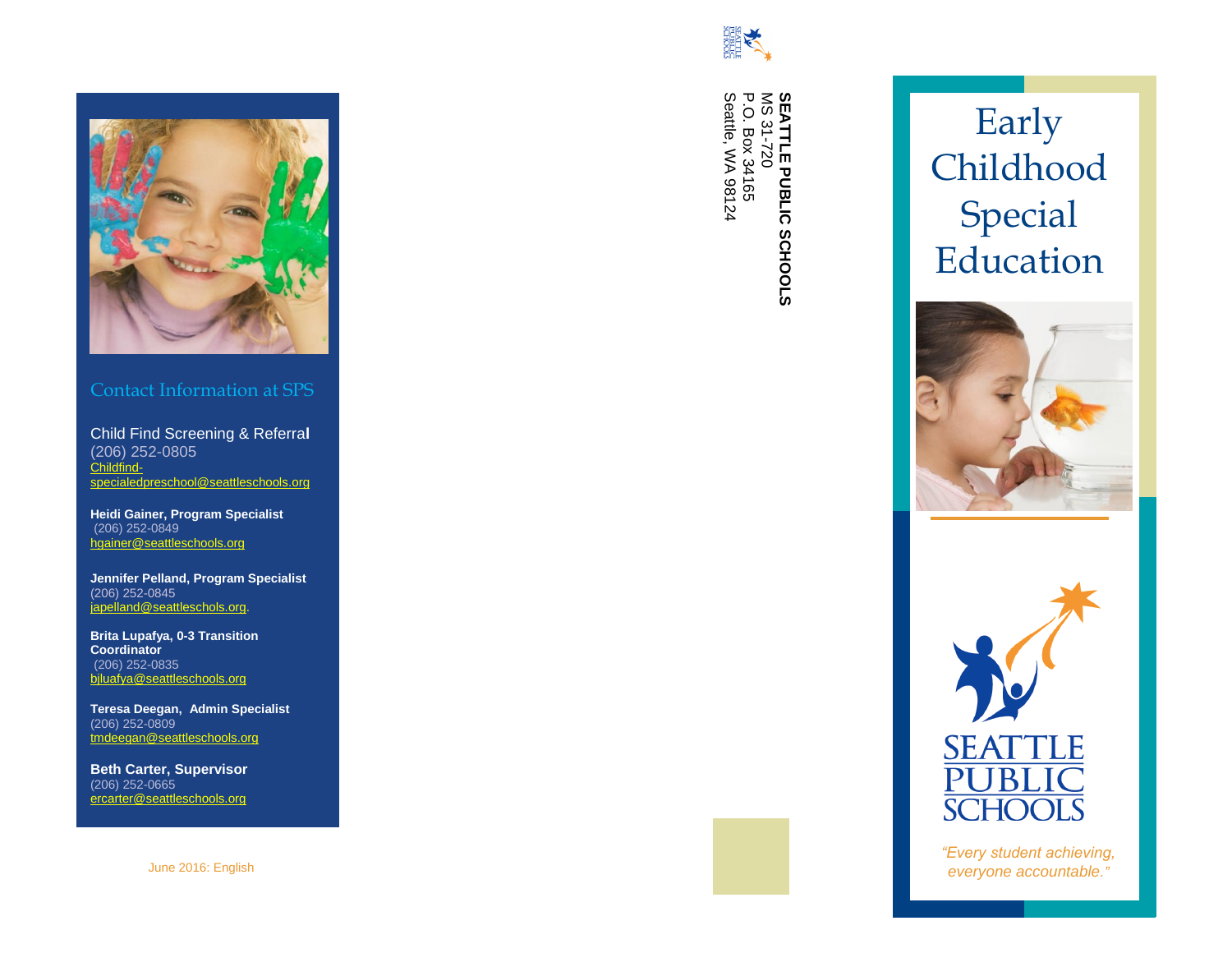## Contact Information at SPS

Child Find Screening & Referral
(206) 252-0805
Childfind-specialedpreschool@seattleschools.org

**Heidi Gainer, Program Specialist**
(206) 252-0849
hgainer@seattleschools.org

**Jennifer Pelland, Program Specialist**
(206) 252-0845
japelland@seattleschols.org.

**Brita Lupafya, 0-3 Transition Coordinator**
(206) 252-0835
bjluafya@seattleschools.org

**Teresa Deegan, Admin Specialist**
(206) 252-0809
tmdeegan@seattleschools.org

**Beth Carter, Supervisor**
(206) 252-0665
ercarter@seattleschools.org

June 2016: English

**SEATTLE PUBLIC SCHOOLS**
MS 31-720
P.O. Box 34165
Seattle, WA 98124

# Early Childhood Special Education

SEATTLE PUBLIC SCHOOLS

*"Every student achieving, everyone accountable."*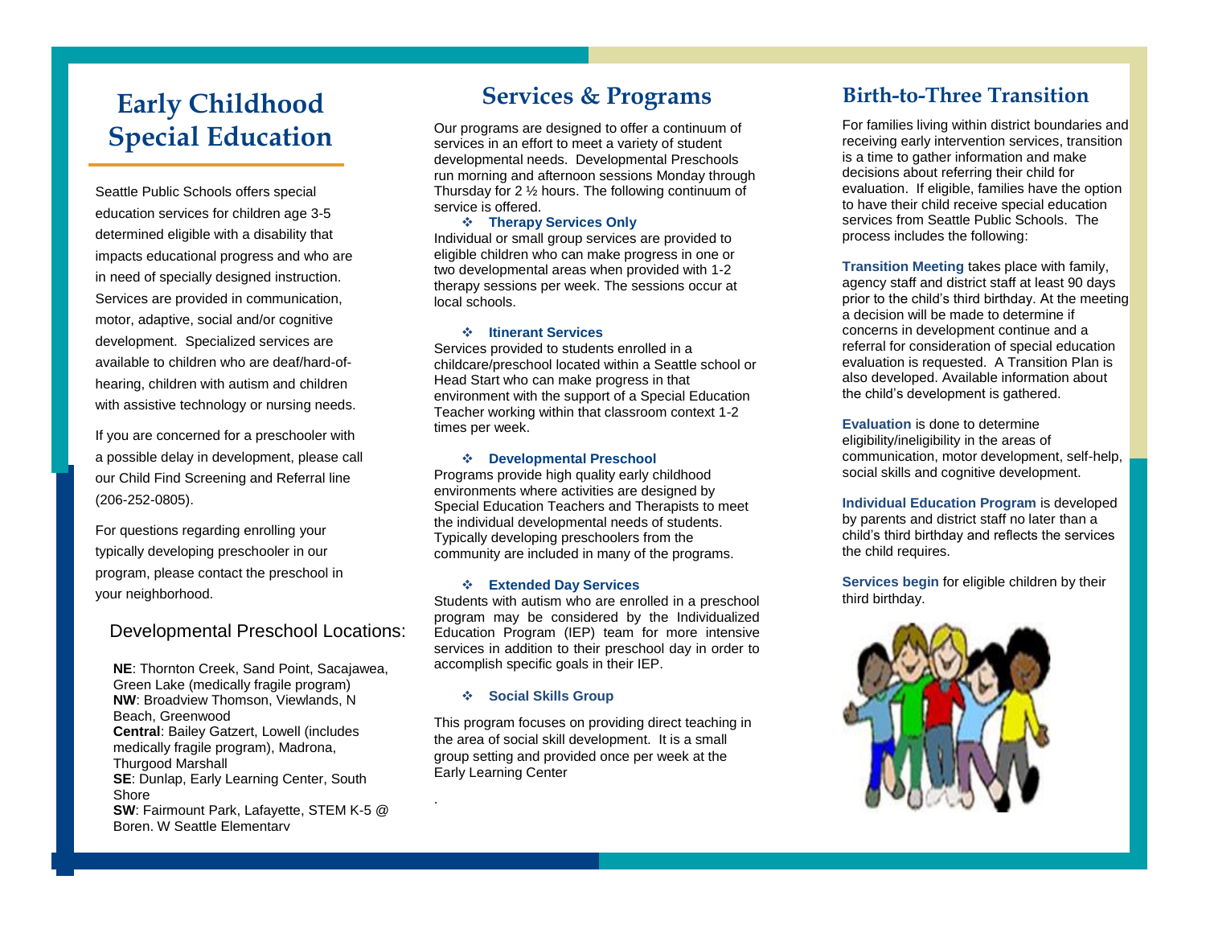# Early Childhood Special Education

Seattle Public Schools offers special education services for children age 3-5 determined eligible with a disability that impacts educational progress and who are in need of specially designed instruction. Services are provided in communication, motor, adaptive, social and/or cognitive development. Specialized services are available to children who are deaf/hard-of-hearing, children with autism and children with assistive technology or nursing needs.

If you are concerned for a preschooler with a possible delay in development, please call our Child Find Screening and Referral line (206-252-0805).

For questions regarding enrolling your typically developing preschooler in our program, please contact the preschool in your neighborhood.

### Developmental Preschool Locations:

**NE**: Thornton Creek, Sand Point, Sacajawea, Green Lake (medically fragile program)
**NW**: Broadview Thomson, Viewlands, N Beach, Greenwood
**Central**: Bailey Gatzert, Lowell (includes medically fragile program), Madrona, Thurgood Marshall
**SE**: Dunlap, Early Learning Center, South Shore
**SW**: Fairmount Park, Lafayette, STEM K-5 @ Boren, W Seattle Elementary

## Services & Programs

Our programs are designed to offer a continuum of services in an effort to meet a variety of student developmental needs. Developmental Preschools run morning and afternoon sessions Monday through Thursday for 2 ½ hours. The following continuum of service is offered.

- **Therapy Services Only**

Individual or small group services are provided to eligible children who can make progress in one or two developmental areas when provided with 1-2 therapy sessions per week. The sessions occur at local schools.

- **Itinerant Services**

Services provided to students enrolled in a childcare/preschool located within a Seattle school or Head Start who can make progress in that environment with the support of a Special Education Teacher working within that classroom context 1-2 times per week.

- **Developmental Preschool**

Programs provide high quality early childhood environments where activities are designed by Special Education Teachers and Therapists to meet the individual developmental needs of students. Typically developing preschoolers from the community are included in many of the programs.

- **Extended Day Services**

Students with autism who are enrolled in a preschool program may be considered by the Individualized Education Program (IEP) team for more intensive services in addition to their preschool day in order to accomplish specific goals in their IEP.

- **Social Skills Group**

This program focuses on providing direct teaching in the area of social skill development. It is a small group setting and provided once per week at the Early Learning Center

.

## Birth-to-Three Transition

For families living within district boundaries and receiving early intervention services, transition is a time to gather information and make decisions about referring their child for evaluation. If eligible, families have the option to have their child receive special education services from Seattle Public Schools. The process includes the following:

**Transition Meeting** takes place with family, agency staff and district staff at least 90 days prior to the child's third birthday. At the meeting a decision will be made to determine if concerns in development continue and a referral for consideration of special education evaluation is requested. A Transition Plan is also developed. Available information about the child's development is gathered.

**Evaluation** is done to determine eligibility/ineligibility in the areas of communication, motor development, self-help, social skills and cognitive development.

**Individual Education Program** is developed by parents and district staff no later than a child's third birthday and reflects the services the child requires.

**Services begin** for eligible children by their third birthday.